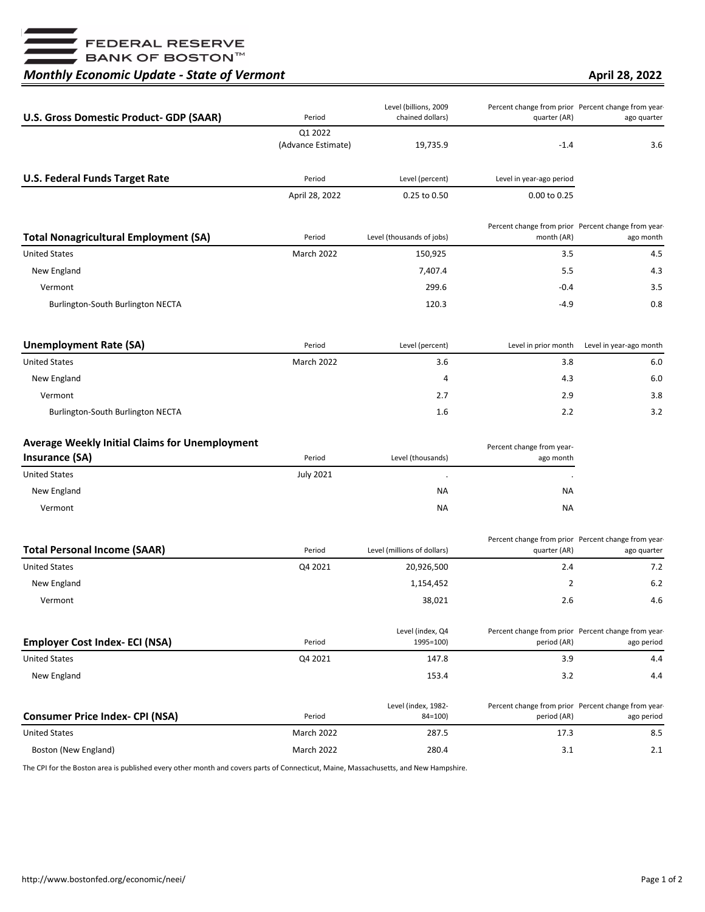FEDERAL RESERVE BANK OF BOSTON™

## *Monthly Economic Update - State of Vermont*

**April 28, 2022**

| U.S. Gross Domestic Product- GDP (SAAR) | Period | Level (billions, 2009 chained dollars) | Percent change from prior quarter (AR) | Percent change from year-ago quarter |
|---|---|---|---|---|
| | Q1 2022 (Advance Estimate) | 19,735.9 | -1.4 | 3.6 |

| U.S. Federal Funds Target Rate | Period | Level (percent) | Level in year-ago period |
|---|---|---|---|
| | April 28, 2022 | 0.25 to 0.50 | 0.00 to 0.25 |

| Total Nonagricultural Employment (SA) | Period | Level (thousands of jobs) | Percent change from prior month (AR) | Percent change from year-ago month |
|---|---|---|---|---|
| United States | March 2022 | 150,925 | 3.5 | 4.5 |
| New England | | 7,407.4 | 5.5 | 4.3 |
| Vermont | | 299.6 | -0.4 | 3.5 |
| Burlington-South Burlington NECTA | | 120.3 | -4.9 | 0.8 |

| Unemployment Rate (SA) | Period | Level (percent) | Level in prior month | Level in year-ago month |
|---|---|---|---|---|
| United States | March 2022 | 3.6 | 3.8 | 6.0 |
| New England | | 4 | 4.3 | 6.0 |
| Vermont | | 2.7 | 2.9 | 3.8 |
| Burlington-South Burlington NECTA | | 1.6 | 2.2 | 3.2 |

| Average Weekly Initial Claims for Unemployment Insurance (SA) | Period | Level (thousands) | Percent change from year-ago month |
|---|---|---|---|
| United States | July 2021 | . | . |
| New England | | NA | NA |
| Vermont | | NA | NA |

| Total Personal Income (SAAR) | Period | Level (millions of dollars) | Percent change from prior quarter (AR) | Percent change from year-ago quarter |
|---|---|---|---|---|
| United States | Q4 2021 | 20,926,500 | 2.4 | 7.2 |
| New England | | 1,154,452 | 2 | 6.2 |
| Vermont | | 38,021 | 2.6 | 4.6 |

| Employer Cost Index- ECI (NSA) | Period | Level (index, Q4 1995=100) | Percent change from prior period (AR) | Percent change from year-ago period |
|---|---|---|---|---|
| United States | Q4 2021 | 147.8 | 3.9 | 4.4 |
| New England | | 153.4 | 3.2 | 4.4 |

| Consumer Price Index- CPI (NSA) | Period | Level (index, 1982-84=100) | Percent change from prior period (AR) | Percent change from year-ago period |
|---|---|---|---|---|
| United States | March 2022 | 287.5 | 17.3 | 8.5 |
| Boston (New England) | March 2022 | 280.4 | 3.1 | 2.1 |

The CPI for the Boston area is published every other month and covers parts of Connecticut, Maine, Massachusetts, and New Hampshire.

http://www.bostonfed.org/economic/neei/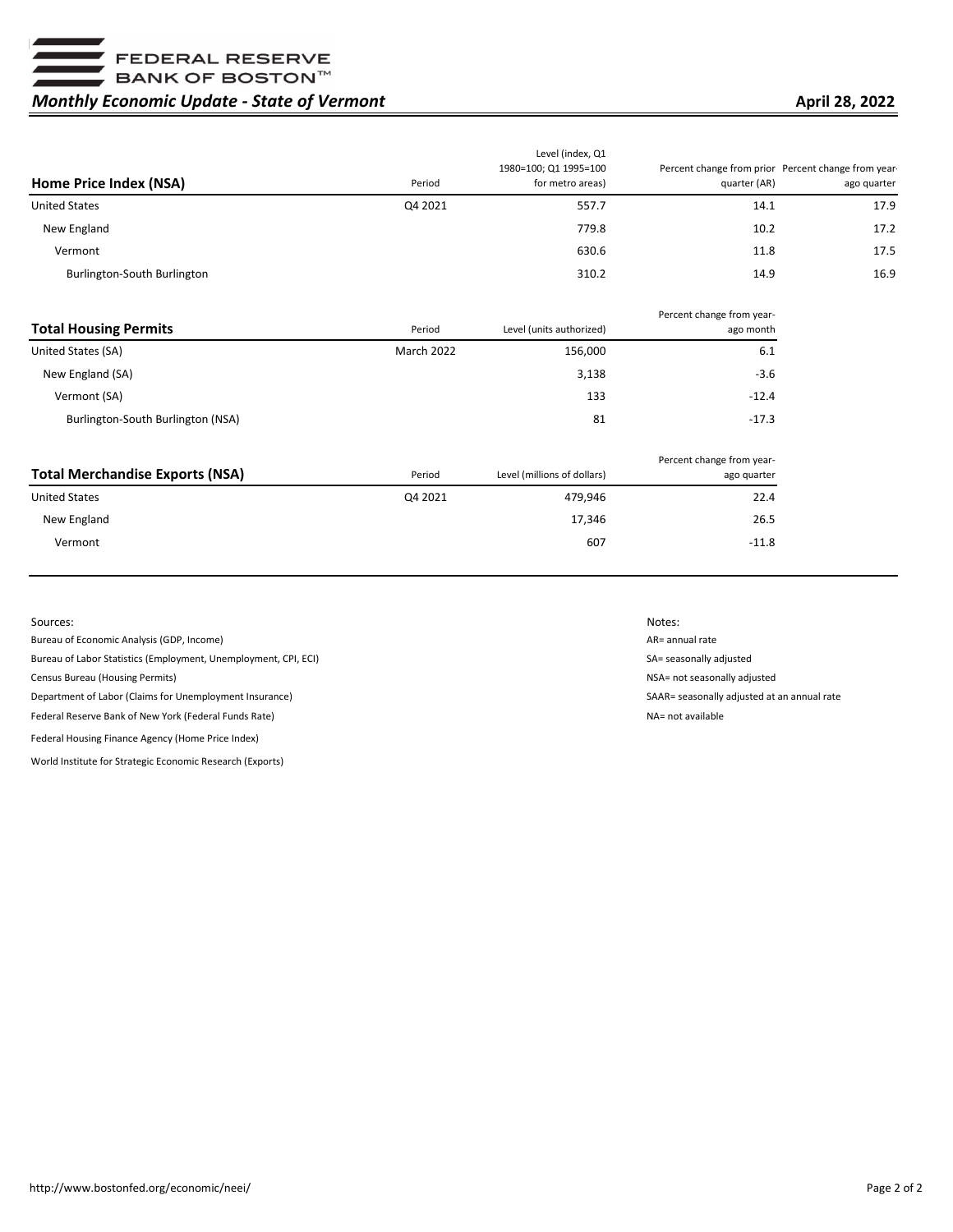# Monthly Economic Update - State of Vermont

**April 28, 2022**

| **Home Price Index (NSA)** | Period | Level (index, Q1 1980=100; Q1 1995=100 for metro areas) | Percent change from prior quarter (AR) | Percent change from year-ago quarter |
|---|---|---|---|---|
| United States | Q4 2021 | 557.7 | 14.1 | 17.9 |
| New England | | 779.8 | 10.2 | 17.2 |
| Vermont | | 630.6 | 11.8 | 17.5 |
| Burlington-South Burlington | | 310.2 | 14.9 | 16.9 |

| **Total Housing Permits** | Period | Level (units authorized) | Percent change from year-ago month |
|---|---|---|---|
| United States (SA) | March 2022 | 156,000 | 6.1 |
| New England (SA) | | 3,138 | -3.6 |
| Vermont (SA) | | 133 | -12.4 |
| Burlington-South Burlington (NSA) | | 81 | -17.3 |

| **Total Merchandise Exports (NSA)** | Period | Level (millions of dollars) | Percent change from year-ago quarter |
|---|---|---|---|
| United States | Q4 2021 | 479,946 | 22.4 |
| New England | | 17,346 | 26.5 |
| Vermont | | 607 | -11.8 |

Sources:

Bureau of Economic Analysis (GDP, Income)

Bureau of Labor Statistics (Employment, Unemployment, CPI, ECI)

Census Bureau (Housing Permits)

Department of Labor (Claims for Unemployment Insurance)

Federal Reserve Bank of New York (Federal Funds Rate)

Federal Housing Finance Agency (Home Price Index)

World Institute for Strategic Economic Research (Exports)

Notes:

AR= annual rate

SA= seasonally adjusted

NSA= not seasonally adjusted

SAAR= seasonally adjusted at an annual rate

NA= not available

http://www.bostonfed.org/economic/neei/